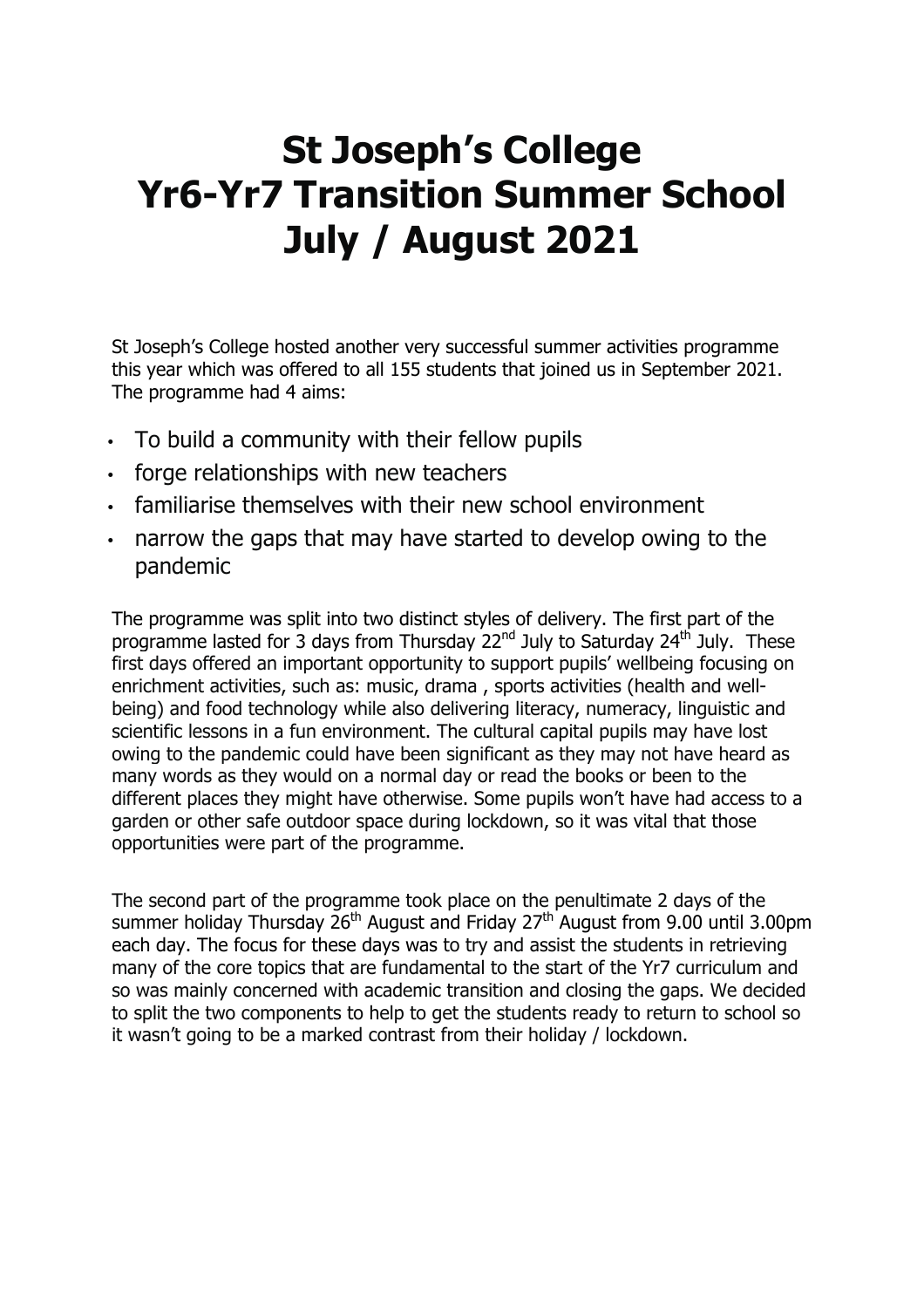# St Joseph's College
# Yr6-Yr7 Transition Summer School
# July / August 2021

St Joseph's College hosted another very successful summer activities programme this year which was offered to all 155 students that joined us in September 2021. The programme had 4 aims:

- To build a community with their fellow pupils
- forge relationships with new teachers
- familiarise themselves with their new school environment
- narrow the gaps that may have started to develop owing to the pandemic

The programme was split into two distinct styles of delivery. The first part of the programme lasted for 3 days from Thursday 22nd July to Saturday 24th July. These first days offered an important opportunity to support pupils' wellbeing focusing on enrichment activities, such as: music, drama , sports activities (health and well-being) and food technology while also delivering literacy, numeracy, linguistic and scientific lessons in a fun environment. The cultural capital pupils may have lost owing to the pandemic could have been significant as they may not have heard as many words as they would on a normal day or read the books or been to the different places they might have otherwise. Some pupils won't have had access to a garden or other safe outdoor space during lockdown, so it was vital that those opportunities were part of the programme.

The second part of the programme took place on the penultimate 2 days of the summer holiday Thursday 26th August and Friday 27th August from 9.00 until 3.00pm each day. The focus for these days was to try and assist the students in retrieving many of the core topics that are fundamental to the start of the Yr7 curriculum and so was mainly concerned with academic transition and closing the gaps. We decided to split the two components to help to get the students ready to return to school so it wasn't going to be a marked contrast from their holiday / lockdown.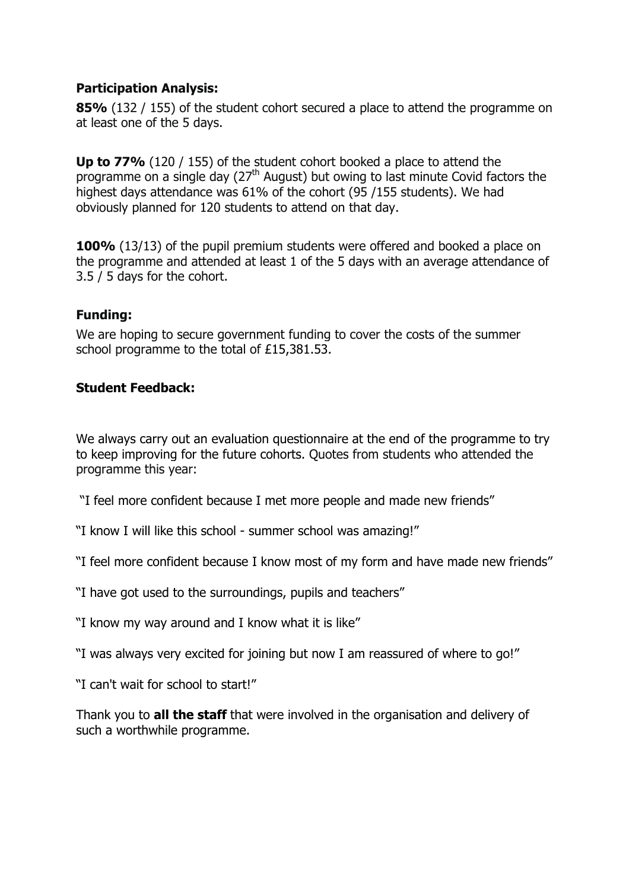**Participation Analysis:**

**85%** (132 / 155) of the student cohort secured a place to attend the programme on at least one of the 5 days.

**Up to 77%** (120 / 155) of the student cohort booked a place to attend the programme on a single day (27th August) but owing to last minute Covid factors the highest days attendance was 61% of the cohort (95 /155 students). We had obviously planned for 120 students to attend on that day.

**100%** (13/13) of the pupil premium students were offered and booked a place on the programme and attended at least 1 of the 5 days with an average attendance of 3.5 / 5 days for the cohort.

**Funding:**

We are hoping to secure government funding to cover the costs of the summer school programme to the total of £15,381.53.

**Student Feedback:**

We always carry out an evaluation questionnaire at the end of the programme to try to keep improving for the future cohorts. Quotes from students who attended the programme this year:

"I feel more confident because I met more people and made new friends"

"I know I will like this school - summer school was amazing!"

"I feel more confident because I know most of my form and have made new friends"

"I have got used to the surroundings, pupils and teachers"

"I know my way around and I know what it is like"

"I was always very excited for joining but now I am reassured of where to go!"

"I can't wait for school to start!"

Thank you to **all the staff** that were involved in the organisation and delivery of such a worthwhile programme.